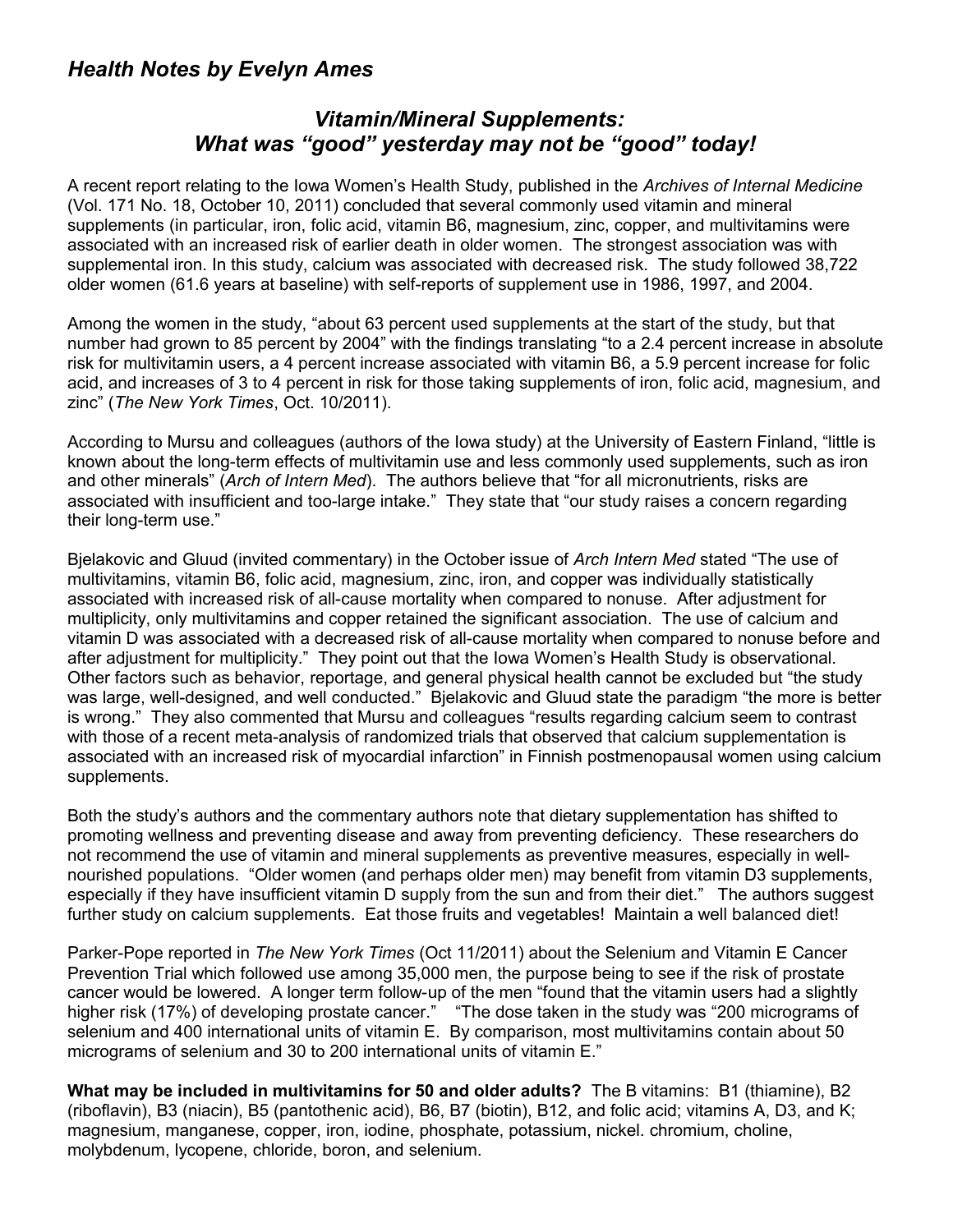## *Health Notes by Evelyn Ames*

### *Vitamin/Mineral Supplements: What was "good" yesterday may not be "good" today!*

A recent report relating to the Iowa Women's Health Study, published in the *Archives of Internal Medicine* (Vol. 171 No. 18, October 10, 2011) concluded that several commonly used vitamin and mineral supplements (in particular, iron, folic acid, vitamin B6, magnesium, zinc, copper, and multivitamins were associated with an increased risk of earlier death in older women. The strongest association was with supplemental iron. In this study, calcium was associated with decreased risk. The study followed 38,722 older women (61.6 years at baseline) with self-reports of supplement use in 1986, 1997, and 2004.

Among the women in the study, "about 63 percent used supplements at the start of the study, but that number had grown to 85 percent by 2004" with the findings translating "to a 2.4 percent increase in absolute risk for multivitamin users, a 4 percent increase associated with vitamin B6, a 5.9 percent increase for folic acid, and increases of 3 to 4 percent in risk for those taking supplements of iron, folic acid, magnesium, and zinc" (*The New York Times*, Oct. 10/2011).

According to Mursu and colleagues (authors of the Iowa study) at the University of Eastern Finland, "little is known about the long-term effects of multivitamin use and less commonly used supplements, such as iron and other minerals" (*Arch of Intern Med*). The authors believe that "for all micronutrients, risks are associated with insufficient and too-large intake." They state that "our study raises a concern regarding their long-term use."

Bjelakovic and Gluud (invited commentary) in the October issue of *Arch Intern Med* stated "The use of multivitamins, vitamin B6, folic acid, magnesium, zinc, iron, and copper was individually statistically associated with increased risk of all-cause mortality when compared to nonuse. After adjustment for multiplicity, only multivitamins and copper retained the significant association. The use of calcium and vitamin D was associated with a decreased risk of all-cause mortality when compared to nonuse before and after adjustment for multiplicity." They point out that the Iowa Women's Health Study is observational. Other factors such as behavior, reportage, and general physical health cannot be excluded but "the study was large, well-designed, and well conducted." Bjelakovic and Gluud state the paradigm "the more is better is wrong." They also commented that Mursu and colleagues "results regarding calcium seem to contrast with those of a recent meta-analysis of randomized trials that observed that calcium supplementation is associated with an increased risk of myocardial infarction" in Finnish postmenopausal women using calcium supplements.

Both the study's authors and the commentary authors note that dietary supplementation has shifted to promoting wellness and preventing disease and away from preventing deficiency. These researchers do not recommend the use of vitamin and mineral supplements as preventive measures, especially in well-nourished populations. "Older women (and perhaps older men) may benefit from vitamin D3 supplements, especially if they have insufficient vitamin D supply from the sun and from their diet." The authors suggest further study on calcium supplements. Eat those fruits and vegetables! Maintain a well balanced diet!

Parker-Pope reported in *The New York Times* (Oct 11/2011) about the Selenium and Vitamin E Cancer Prevention Trial which followed use among 35,000 men, the purpose being to see if the risk of prostate cancer would be lowered. A longer term follow-up of the men "found that the vitamin users had a slightly higher risk (17%) of developing prostate cancer." "The dose taken in the study was "200 micrograms of selenium and 400 international units of vitamin E. By comparison, most multivitamins contain about 50 micrograms of selenium and 30 to 200 international units of vitamin E."

**What may be included in multivitamins for 50 and older adults?** The B vitamins: B1 (thiamine), B2 (riboflavin), B3 (niacin), B5 (pantothenic acid), B6, B7 (biotin), B12, and folic acid; vitamins A, D3, and K; magnesium, manganese, copper, iron, iodine, phosphate, potassium, nickel. chromium, choline, molybdenum, lycopene, chloride, boron, and selenium.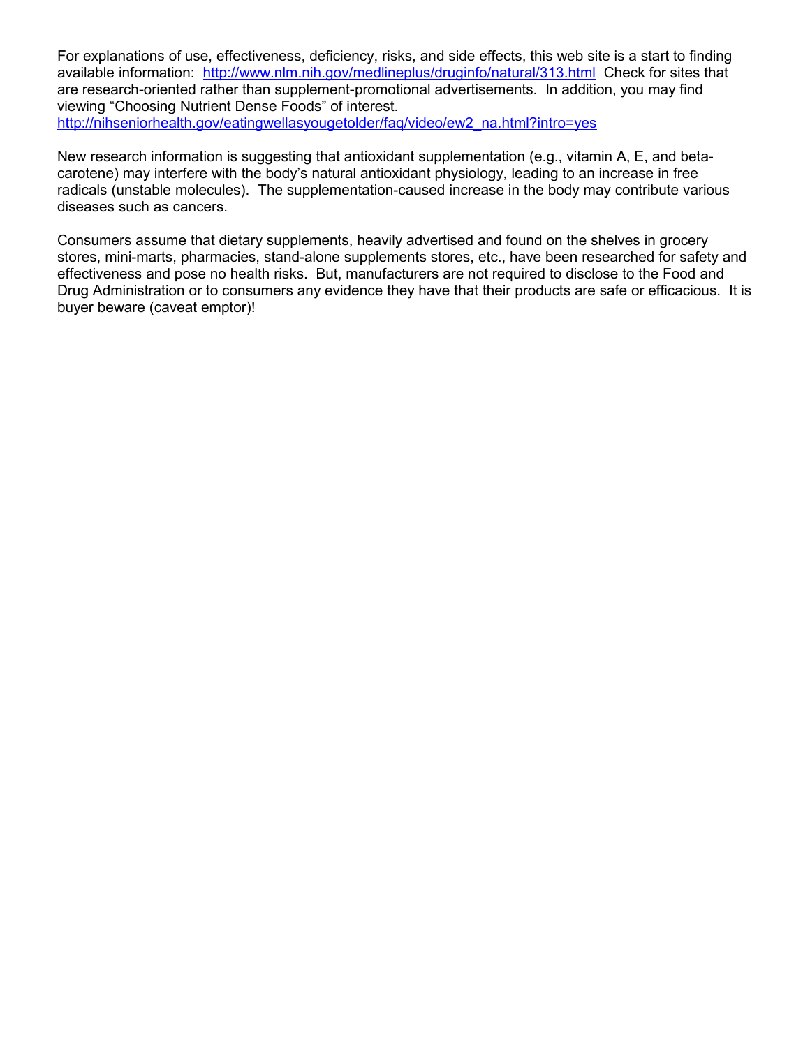For explanations of use, effectiveness, deficiency, risks, and side effects, this web site is a start to finding available information: http://www.nlm.nih.gov/medlineplus/druginfo/natural/313.html Check for sites that are research-oriented rather than supplement-promotional advertisements. In addition, you may find viewing "Choosing Nutrient Dense Foods" of interest. http://nihseniorhealth.gov/eatingwellasyougetolder/faq/video/ew2_na.html?intro=yes

New research information is suggesting that antioxidant supplementation (e.g., vitamin A, E, and beta-carotene) may interfere with the body's natural antioxidant physiology, leading to an increase in free radicals (unstable molecules). The supplementation-caused increase in the body may contribute various diseases such as cancers.

Consumers assume that dietary supplements, heavily advertised and found on the shelves in grocery stores, mini-marts, pharmacies, stand-alone supplements stores, etc., have been researched for safety and effectiveness and pose no health risks. But, manufacturers are not required to disclose to the Food and Drug Administration or to consumers any evidence they have that their products are safe or efficacious. It is buyer beware (caveat emptor)!